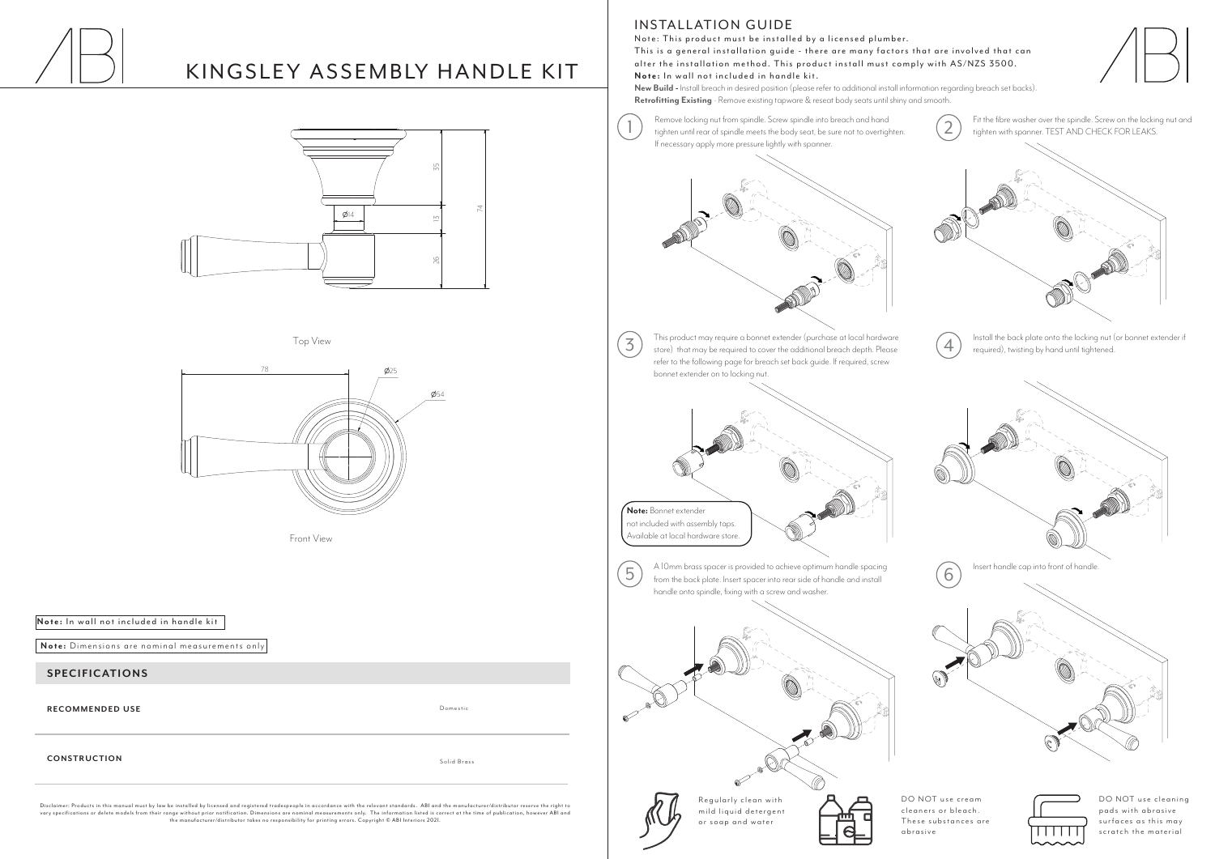# KINGSLEY ASSEMBLY HANDLE KIT

Top View

Front View

**Note:** In wall not included in handle kit

**Note:** Dimensions are nominal measurements only

## SPECIFICATIONS

| | |
|---|---|
| **RECOMMENDED USE** | Domestic |
| **CONSTRUCTION** | Solid Brass |

Disclaimer: Products in this manual must by law be installed by licensed and registered tradespeople in accordance with the relevant standards. ABI and the manufacturer/distributor reserve the right to vary specifications or delete models from their range without prior notification. Dimensions are nominal measurements only. The information listed is correct at the time of publication, however ABI and the manufacturer/distributor takes no responsibility for printing errors. Copyright © ABI Interiors 2021.

## INSTALLATION GUIDE

Note: This product must be installed by a licensed plumber.
This is a general installation guide - there are many factors that are involved that can alter the installation method. This product install must comply with AS/NZS 3500.
**Note:** In wall not included in handle kit.
**New Build -** Install breach in desired position (please refer to additional install information regarding breach set backs).
**Retrofitting Existing** - Remove existing tapware & reseat body seats until shiny and smooth.

1. Remove locking nut from spindle. Screw spindle into breach and hand tighten until rear of spindle meets the body seat, be sure not to overtighten. If necessary apply more pressure lightly with spanner.
2. Fit the fibre washer over the spindle. Screw on the locking nut and tighten with spanner. TEST AND CHECK FOR LEAKS.
3. This product may require a bonnet extender (purchase at local hardware store) that may be required to cover the additional breach depth. Please refer to the following page for breach set back guide. If required, screw bonnet extender on to locking nut.
4. Install the back plate onto the locking nut (or bonnet extender if required), twisting by hand until tightened.

**Note:** Bonnet extender not included with assembly taps. Available at local hardware store.

5. A 10mm brass spacer is provided to achieve optimum handle spacing from the back plate. Insert spacer into rear side of handle and install handle onto spindle, fixing with a screw and washer.
6. Insert handle cap into front of handle.

Regularly clean with mild liquid detergent or soap and water

DO NOT use cream cleaners or bleach. These substances are abrasive

DO NOT use cleaning pads with abrasive surfaces as this may scratch the material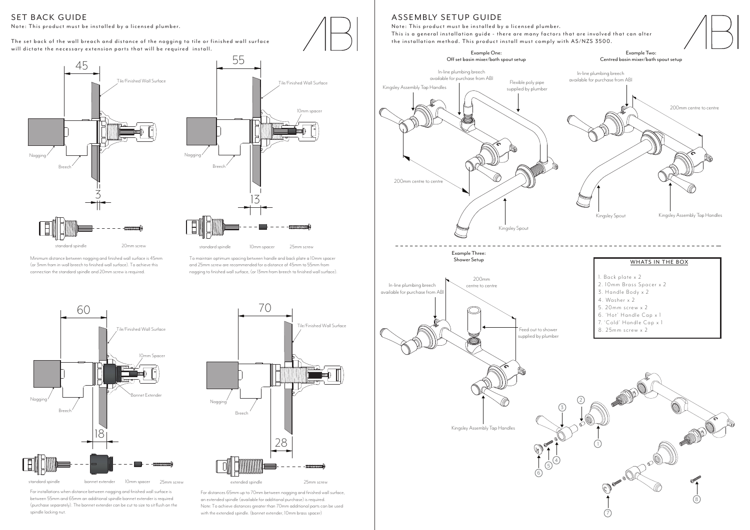# SET BACK GUIDE

Note: This product must be installed by a licensed plumber.

The set back of the wall breach and distance of the nogging to tile or finished wall surface will dictate the necessary extension parts that will be required install.

45

Tile/Finished Wall Surface

Nogging

Breech

3

standard spindle

20mm screw

Minimum distance between nogging and finished wall surface is 45mm (or 3mm from in-wall breech to finished wall surface). To achieve this connection the standard spindle and 20mm screw is required.

55

Tile/Finished Wall Surface

10mm spacer

Nogging

Breech

13

standard spindle

10mm spacer

25mm screw

To maintain optimum spacing between handle and back plate a 10mm spacer and 25mm screw are recommended for a distance of 45mm to 55mm from nogging to finished wall surface, (or 13mm from breech to finished wall surface).

60

Tile/Finished Wall Surface

10mm Spacer

Bonnet Extender

Nogging

Breech

18

standard spindle

bonnet extender

10mm spacer

25mm screw

For installations when distance between nogging and finished wall surface is between 55mm and 65mm an additional spindle bonnet extender is required (purchase separately). The bonnet extender can be cut to size to sit flush on the spindle locking nut.

70

Tile/Finished Wall Surface

Nogging

Breech

28

extended spindle

25mm screw

For distances 65mm up to 70mm between nogging and finished wall surface, an extended spindle (available for additional purchase) is required.
Note: To achieve distances greater than 70mm additional parts can be used with the extended spindle. (bonnet extender, 10mm brass spacer)

# ASSEMBLY SETUP GUIDE

Note: This product must be installed by a licensed plumber.
This is a general installation guide - there are many factors that are involved that can alter the installation method. This product install must comply with AS/NZS 3500.

Example One:
Off set basin mixer/bath spout setup

In-line plumbing breech available for purchase from ABI

Flexible poly pipe supplied by plumber

Kingsley Assembly Tap Handles

200mm centre to centre

Kingsley Spout

Example Two:
Centred basin mixer/bath spout setup

In-line plumbing breech available for purchase from ABI

200mm centre to centre

Kingsley Spout

Kingsley Assembly Tap Handles

Example Three:
Shower Setup

In-line plumbing breech available for purchase from ABI

200mm centre to centre

Feed out to shower supplied by plumber

Kingsley Assembly Tap Handles

## WHATS IN THE BOX

1. Back plate x 2
2. 10mm Brass Spacer x 2
3. Handle Body x 2
4. Washer x 2
5. 20mm screw x 2
6. 'Hot' Handle Cap x 1
7. 'Cold' Handle Cap x 1
8. 25mm screw x 2